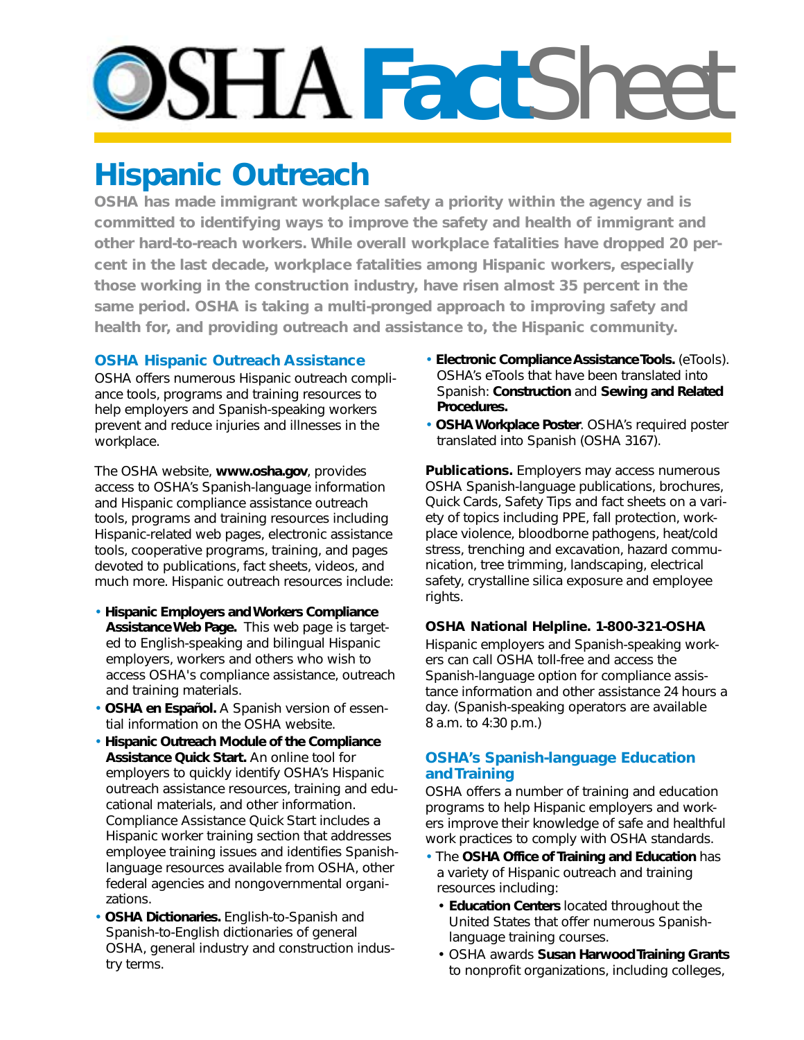# OSHA FactSheet

## Hispanic Outreach

**OSHA has made immigrant workplace safety a priority within the agency and is committed to identifying ways to improve the safety and health of immigrant and other hard-to-reach workers. While overall workplace fatalities have dropped 20 percent in the last decade, workplace fatalities among Hispanic workers, especially those working in the construction industry, have risen almost 35 percent in the same period. OSHA is taking a multi-pronged approach to improving safety and health for, and providing outreach and assistance to, the Hispanic community.**

### OSHA Hispanic Outreach Assistance

OSHA offers numerous Hispanic outreach compliance tools, programs and training resources to help employers and Spanish-speaking workers prevent and reduce injuries and illnesses in the workplace.

The OSHA website, **www.osha.gov**, provides access to OSHA's Spanish-language information and Hispanic compliance assistance outreach tools, programs and training resources including Hispanic-related web pages, electronic assistance tools, cooperative programs, training, and pages devoted to publications, fact sheets, videos, and much more. Hispanic outreach resources include:

- **Hispanic Employers and Workers Compliance Assistance Web Page.** This web page is targeted to English-speaking and bilingual Hispanic employers, workers and others who wish to access OSHA's compliance assistance, outreach and training materials.
- **OSHA en Español.** A Spanish version of essential information on the OSHA website.
- **Hispanic Outreach Module of the Compliance Assistance Quick Start.** An online tool for employers to quickly identify OSHA's Hispanic outreach assistance resources, training and educational materials, and other information. Compliance Assistance Quick Start includes a Hispanic worker training section that addresses employee training issues and identifies Spanish-language resources available from OSHA, other federal agencies and nongovernmental organizations.
- **OSHA Dictionaries.** English-to-Spanish and Spanish-to-English dictionaries of general OSHA, general industry and construction industry terms.
- **Electronic Compliance Assistance Tools.** (eTools). OSHA's eTools that have been translated into Spanish: **Construction** and **Sewing and Related Procedures.**
- **OSHA Workplace Poster**. OSHA's required poster translated into Spanish (OSHA 3167).

**Publications.** Employers may access numerous OSHA Spanish-language publications, brochures, Quick Cards, Safety Tips and fact sheets on a variety of topics including PPE, fall protection, workplace violence, bloodborne pathogens, heat/cold stress, trenching and excavation, hazard communication, tree trimming, landscaping, electrical safety, crystalline silica exposure and employee rights.

**OSHA National Helpline. 1-800-321-OSHA**

Hispanic employers and Spanish-speaking workers can call OSHA toll-free and access the Spanish-language option for compliance assistance information and other assistance 24 hours a day. (Spanish-speaking operators are available 8 a.m. to 4:30 p.m.)

### OSHA's Spanish-language Education and Training

OSHA offers a number of training and education programs to help Hispanic employers and workers improve their knowledge of safe and healthful work practices to comply with OSHA standards.

- The **OSHA Office of Training and Education** has a variety of Hispanic outreach and training resources including:
  - **Education Centers** located throughout the United States that offer numerous Spanish-language training courses.
  - OSHA awards **Susan Harwood Training Grants** to nonprofit organizations, including colleges,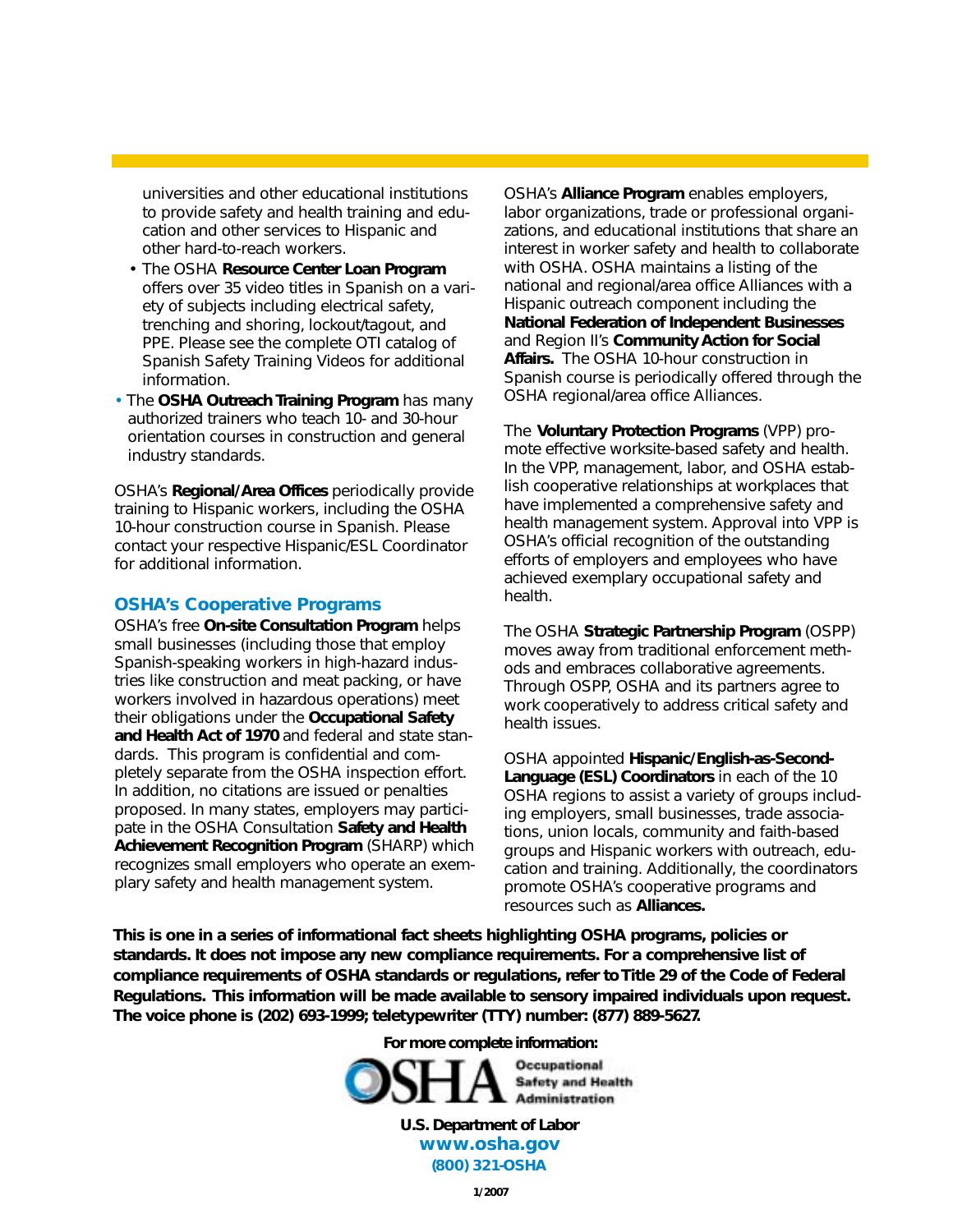universities and other educational institutions to provide safety and health training and education and other services to Hispanic and other hard-to-reach workers.

- The OSHA **Resource Center Loan Program** offers over 35 video titles in Spanish on a variety of subjects including electrical safety, trenching and shoring, lockout/tagout, and PPE. Please see the complete OTI catalog of Spanish Safety Training Videos for additional information.

- The **OSHA Outreach Training Program** has many authorized trainers who teach 10- and 30-hour orientation courses in construction and general industry standards.

OSHA's **Regional/Area Offices** periodically provide training to Hispanic workers, including the OSHA 10-hour construction course in Spanish. Please contact your respective Hispanic/ESL Coordinator for additional information.

## OSHA's Cooperative Programs

OSHA's free **On-site Consultation Program** helps small businesses (including those that employ Spanish-speaking workers in high-hazard industries like construction and meat packing, or have workers involved in hazardous operations) meet their obligations under the **Occupational Safety and Health Act of 1970** and federal and state standards. This program is confidential and completely separate from the OSHA inspection effort. In addition, no citations are issued or penalties proposed. In many states, employers may participate in the OSHA Consultation **Safety and Health Achievement Recognition Program** (SHARP) which recognizes small employers who operate an exemplary safety and health management system.

OSHA's **Alliance Program** enables employers, labor organizations, trade or professional organizations, and educational institutions that share an interest in worker safety and health to collaborate with OSHA. OSHA maintains a listing of the national and regional/area office Alliances with a Hispanic outreach component including the **National Federation of Independent Businesses** and Region II's **Community Action for Social Affairs.** The OSHA 10-hour construction in Spanish course is periodically offered through the OSHA regional/area office Alliances.

The **Voluntary Protection Programs** (VPP) promote effective worksite-based safety and health. In the VPP, management, labor, and OSHA establish cooperative relationships at workplaces that have implemented a comprehensive safety and health management system. Approval into VPP is OSHA's official recognition of the outstanding efforts of employers and employees who have achieved exemplary occupational safety and health.

The OSHA **Strategic Partnership Program** (OSPP) moves away from traditional enforcement methods and embraces collaborative agreements. Through OSPP, OSHA and its partners agree to work cooperatively to address critical safety and health issues.

OSHA appointed **Hispanic/English-as-Second-Language (ESL) Coordinators** in each of the 10 OSHA regions to assist a variety of groups including employers, small businesses, trade associations, union locals, community and faith-based groups and Hispanic workers with outreach, education and training. Additionally, the coordinators promote OSHA's cooperative programs and resources such as **Alliances.**

**This is one in a series of informational fact sheets highlighting OSHA programs, policies or standards. It does not impose any new compliance requirements. For a comprehensive list of compliance requirements of OSHA standards or regulations, refer to Title 29 of the Code of Federal Regulations. This information will be made available to sensory impaired individuals upon request. The voice phone is (202) 693-1999; teletypewriter (TTY) number: (877) 889-5627.**

**For more complete information:**

OSHA Occupational Safety and Health Administration

**U.S. Department of Labor**
**www.osha.gov**
**(800) 321-OSHA**

1/2007